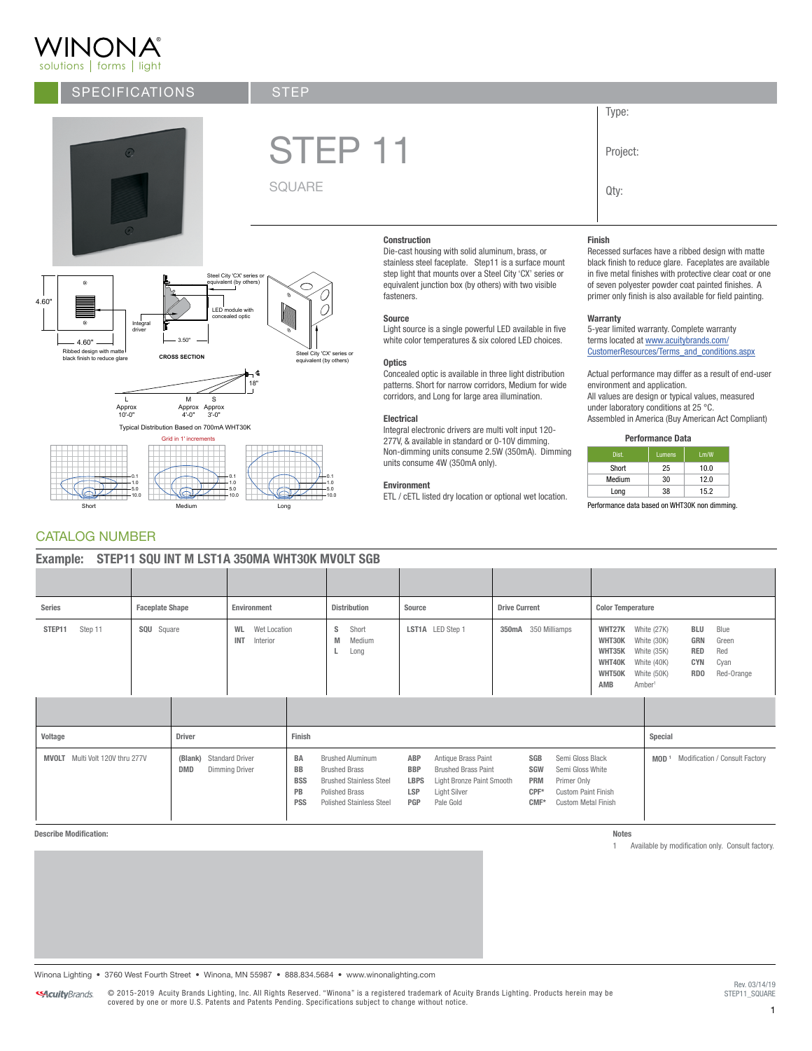# WINONA

solutions | forms | light

SPECIFICATIONS | STEP

# STEP 11

SQUARE

Type:

Project:

Qty:

4.60"

4.60"

Ribbed design with matte black finish to reduce glare

Steel City 'CX' series or equivalent (by others)

LED module with concealed optic

Integral driver

3.50"

CROSS SECTION

Steel City 'CX' series or equivalent (by others)

18"

L Approx 10'-0" | M Approx 4'-0" | S Approx 3'-0"

Typical Distribution Based on 700mA WHT30K

Grid in 1' increments

Short | Medium | Long

### Construction

Die-cast housing with solid aluminum, brass, or stainless steel faceplate. Step11 is a surface mount step light that mounts over a Steel City 'CX' series or equivalent junction box (by others) with two visible fasteners.

### Source

Light source is a single powerful LED available in five white color temperatures & six colored LED choices.

### Optics

Concealed optic is available in three light distribution patterns. Short for narrow corridors, Medium for wide corridors, and Long for large area illumination.

### Electrical

Integral electronic drivers are multi volt input 120-277V, & available in standard or 0-10V dimming. Non-dimming units consume 2.5W (350mA). Dimming units consume 4W (350mA only).

### Environment

ETL / cETL listed dry location or optional wet location.

### Finish

Recessed surfaces have a ribbed design with matte black finish to reduce glare. Faceplates are available in five metal finishes with protective clear coat or one of seven polyester powder coat painted finishes. A primer only finish is also available for field painting.

### Warranty

5-year limited warranty. Complete warranty terms located at www.acuitybrands.com/CustomerResources/Terms_and_conditions.aspx

Actual performance may differ as a result of end-user environment and application.

All values are design or typical values, measured under laboratory conditions at 25 °C.

Assembled in America (Buy American Act Compliant)

**Performance Data**

| Dist. | Lumens | Lm/W |
|---|---|---|
| Short | 25 | 10.0 |
| Medium | 30 | 12.0 |
| Long | 38 | 15.2 |

Performance data based on WHT30K non dimming.

## CATALOG NUMBER

**Example: STEP11 SQU INT M LST1A 350MA WHT30K MVOLT SGB**

| Series | Faceplate Shape | Environment | Distribution | Source | Drive Current | Color Temperature |
|---|---|---|---|---|---|---|
| STEP11 Step 11 | SQU Square | WL Wet Location<br>INT Interior | S Short<br>M Medium<br>L Long | LST1A LED Step 1 | 350mA 350 Milliamps | WHT27K White (27K)<br>WHT30K White (30K)<br>WHT35K White (35K)<br>WHT40K White (40K)<br>WHT50K White (50K)<br>AMB Amber[1]<br>BLU Blue<br>GRN Green<br>RED Red<br>CYN Cyan<br>RDO Red-Orange |

| Voltage | Driver | Finish | Special |
|---|---|---|---|
| MVOLT Multi Volt 120V thru 277V | (Blank) Standard Driver<br>DMD Dimming Driver | BA Brushed Aluminum<br>BB Brushed Brass<br>BSS Brushed Stainless Steel<br>PB Polished Brass<br>PSS Polished Stainless Steel<br>ABP Antique Brass Paint<br>BBP Brushed Brass Paint<br>LBPS Light Bronze Paint Smooth<br>LSP Light Silver<br>PGP Pale Gold<br>SGB Semi Gloss Black<br>SGW Semi Gloss White<br>PRM Primer Only<br>CPF* Custom Paint Finish<br>CMF* Custom Metal Finish | MOD[1] Modification / Consult Factory |

**Describe Modification:**

**Notes**

1 Available by modification only. Consult factory.

Winona Lighting • 3760 West Fourth Street • Winona, MN 55987 • 888.834.5684 • www.winonalighting.com

Acuity Brands. © 2015-2019 Acuity Brands Lighting, Inc. All Rights Reserved. "Winona" is a registered trademark of Acuity Brands Lighting. Products herein may be covered by one or more U.S. Patents and Patents Pending. Specifications subject to change without notice.

Rev. 03/14/19
STEP11_SQUARE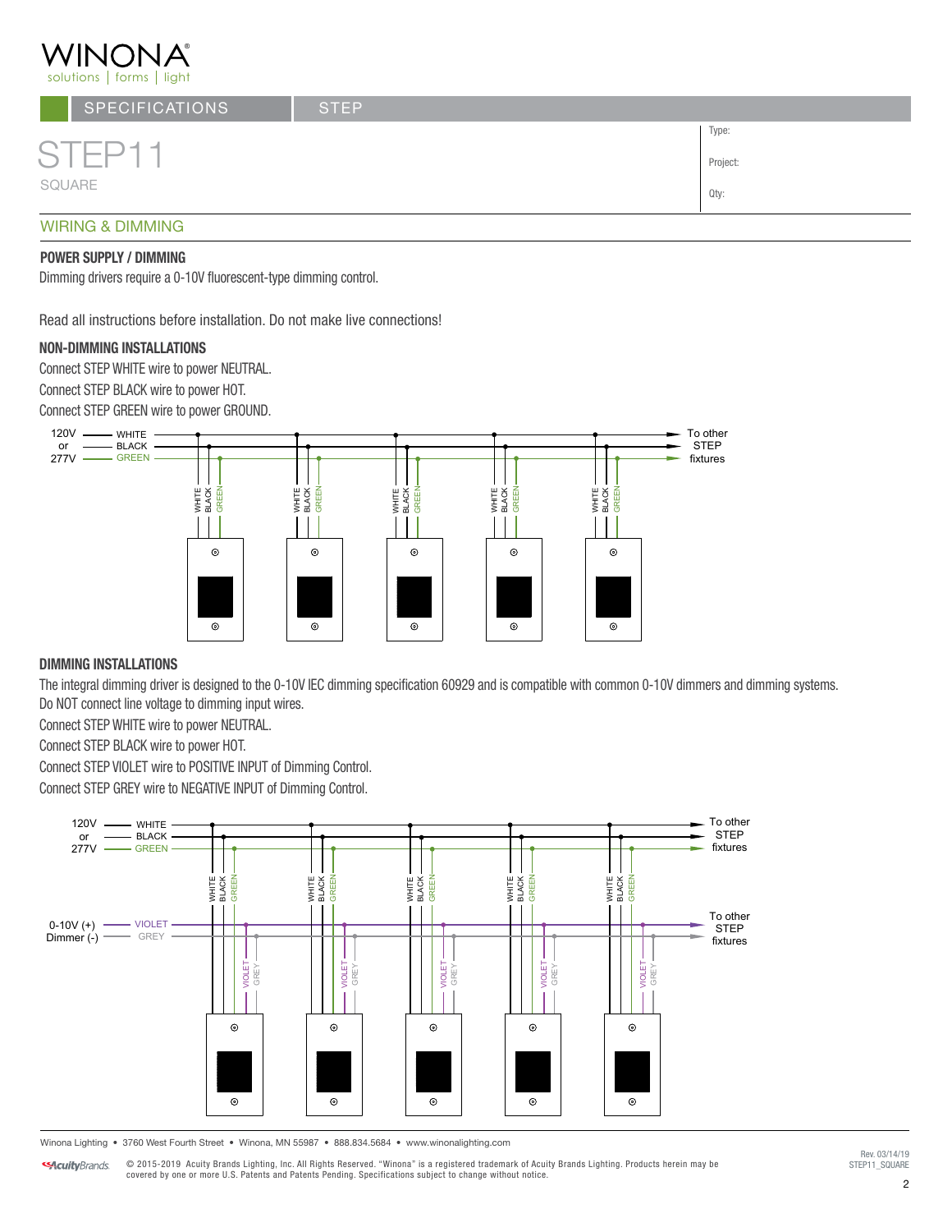# STEP11

SQUARE

Type:

Project:

Qty:

## WIRING & DIMMING

### POWER SUPPLY / DIMMING

Dimming drivers require a 0-10V fluorescent-type dimming control.

Read all instructions before installation. Do not make live connections!

### NON-DIMMING INSTALLATIONS

Connect STEP WHITE wire to power NEUTRAL.

Connect STEP BLACK wire to power HOT.

Connect STEP GREEN wire to power GROUND.

120V or 277V
WHITE
BLACK
GREEN
To other STEP fixtures
WHITE BLACK GREEN

### DIMMING INSTALLATIONS

The integral dimming driver is designed to the 0-10V IEC dimming specification 60929 and is compatible with common 0-10V dimmers and dimming systems.

Do NOT connect line voltage to dimming input wires.

Connect STEP WHITE wire to power NEUTRAL.

Connect STEP BLACK wire to power HOT.

Connect STEP VIOLET wire to POSITIVE INPUT of Dimming Control.

Connect STEP GREY wire to NEGATIVE INPUT of Dimming Control.

120V or 277V
WHITE
BLACK
GREEN
To other STEP fixtures
0-10V (+) Dimmer (-)
VIOLET
GREY
To other STEP fixtures
WHITE BLACK GREEN
VIOLET GREY

Winona Lighting • 3760 West Fourth Street • Winona, MN 55987 • 888.834.5684 • www.winonalighting.com

© 2015-2019 Acuity Brands Lighting, Inc. All Rights Reserved. "Winona" is a registered trademark of Acuity Brands Lighting. Products herein may be covered by one or more U.S. Patents and Patents Pending. Specifications subject to change without notice.

Rev. 03/14/19
STEP11_SQUARE